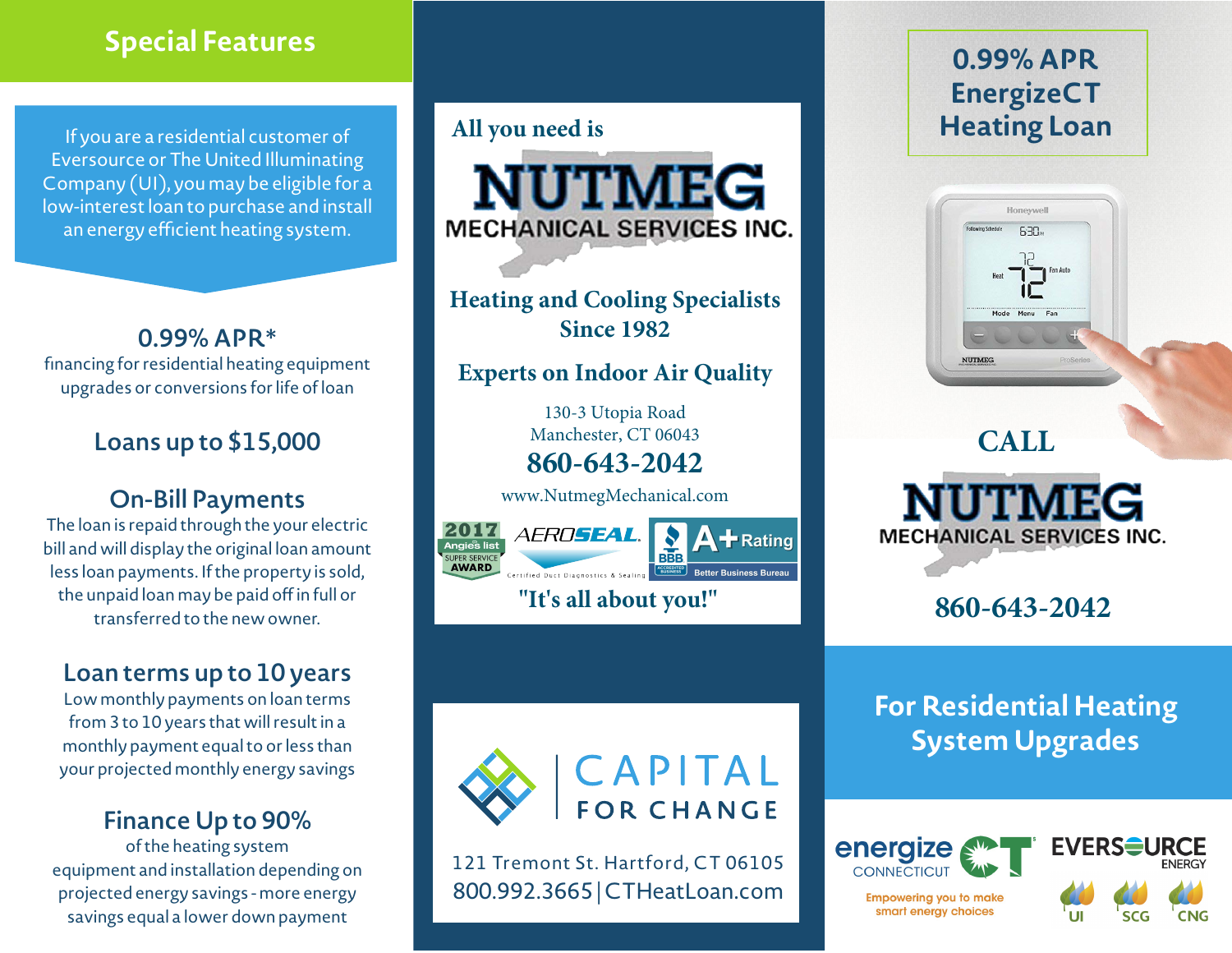## Special Features

If you are a residential customer of Eversource or The United Illuminating Company (UI), you may be eligible for a low-interest loan to purchase and install an energy efficient heating system.

### 0.99% APR*

financing for residential heating equipment upgrades or conversions for life of loan

### Loans up to $15,000

### On-Bill Payments

The loan is repaid through the your electric bill and will display the original loan amount less loan payments. If the property is sold, the unpaid loan may be paid off in full or transferred to the new owner.

### Loan terms up to 10 years

Low monthly payments on loan terms from 3 to 10 years that will result in a monthly payment equal to or less than your projected monthly energy savings

### Finance Up to 90%

of the heating system equipment and installation depending on projected energy savings - more energy savings equal a lower down payment

All you need is

**NUTMEG MECHANICAL SERVICES INC.**

**Heating and Cooling Specialists Since 1982**

**Experts on Indoor Air Quality**

130-3 Utopia Road
Manchester, CT 06043

**860-643-2042**

www.NutmegMechanical.com

2017 Angie's list Super Service Award | AEROSEAL Certified Duct Diagnostics & Sealing | BBB A+ Rating Better Business Bureau

**"It's all about you!"**

**CAPITAL FOR CHANGE**

121 Tremont St. Hartford, CT 06105
800.992.3665 | CTHeatLoan.com

# 0.99% APR EnergizeCT Heating Loan

**CALL**

**NUTMEG MECHANICAL SERVICES INC.**

**860-643-2042**

## For Residential Heating System Upgrades

energize CONNECTICUT — Empowering you to make smart energy choices

EVERSOURCE ENERGY — UI, SCG, CNG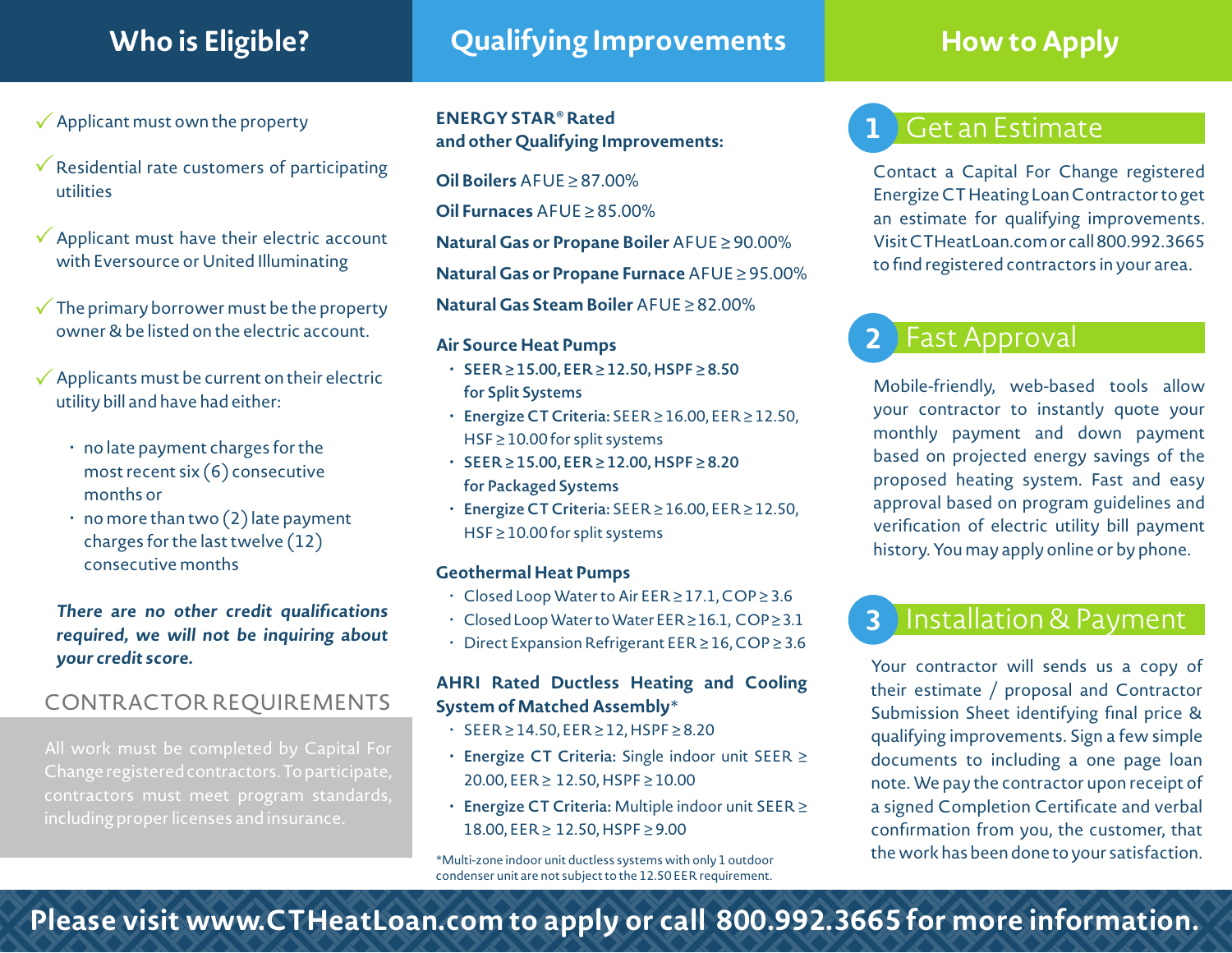## Who is Eligible?

- ✓ Applicant must own the property
- ✓ Residential rate customers of participating utilities
- ✓ Applicant must have their electric account with Eversource or United Illuminating
- ✓ The primary borrower must be the property owner & be listed on the electric account.
- ✓ Applicants must be current on their electric utility bill and have had either:
  - no late payment charges for the most recent six (6) consecutive months or
  - no more than two (2) late payment charges for the last twelve (12) consecutive months

***There are no other credit qualifications required, we will not be inquiring about your credit score.***

### CONTRACTOR REQUIREMENTS

All work must be completed by Capital For Change registered contractors. To participate, contractors must meet program standards, including proper licenses and insurance.

## Qualifying Improvements

**ENERGY STAR® Rated and other Qualifying Improvements:**

**Oil Boilers** AFUE ≥ 87.00%

**Oil Furnaces** AFUE ≥ 85.00%

**Natural Gas or Propane Boiler** AFUE ≥ 90.00%

**Natural Gas or Propane Furnace** AFUE ≥ 95.00%

**Natural Gas Steam Boiler** AFUE ≥ 82.00%

**Air Source Heat Pumps**

- **SEER ≥ 15.00, EER ≥ 12.50, HSPF ≥ 8.50 for Split Systems**
- **Energize CT Criteria:** SEER ≥ 16.00, EER ≥ 12.50, HSF ≥ 10.00 for split systems
- **SEER ≥ 15.00, EER ≥ 12.00, HSPF ≥ 8.20 for Packaged Systems**
- **Energize CT Criteria:** SEER ≥ 16.00, EER ≥ 12.50, HSF ≥ 10.00 for split systems

**Geothermal Heat Pumps**

- Closed Loop Water to Air EER ≥ 17.1, COP ≥ 3.6
- Closed Loop Water to Water EER ≥ 16.1, COP ≥ 3.1
- Direct Expansion Refrigerant EER ≥ 16, COP ≥ 3.6

**AHRI Rated Ductless Heating and Cooling System of Matched Assembly***

- SEER ≥ 14.50, EER ≥ 12, HSPF ≥ 8.20
- **Energize CT Criteria:** Single indoor unit SEER ≥ 20.00, EER ≥ 12.50, HSPF ≥ 10.00
- **Energize CT Criteria:** Multiple indoor unit SEER ≥ 18.00, EER ≥ 12.50, HSPF ≥ 9.00

*Multi-zone indoor unit ductless systems with only 1 outdoor condenser unit are not subject to the 12.50 EER requirement.

## How to Apply

### 1 Get an Estimate

Contact a Capital For Change registered Energize CT Heating Loan Contractor to get an estimate for qualifying improvements. Visit CTHeatLoan.com or call 800.992.3665 to find registered contractors in your area.

### 2 Fast Approval

Mobile-friendly, web-based tools allow your contractor to instantly quote your monthly payment and down payment based on projected energy savings of the proposed heating system. Fast and easy approval based on program guidelines and verification of electric utility bill payment history. You may apply online or by phone.

### 3 Installation & Payment

Your contractor will sends us a copy of their estimate / proposal and Contractor Submission Sheet identifying final price & qualifying improvements. Sign a few simple documents to including a one page loan note. We pay the contractor upon receipt of a signed Completion Certificate and verbal confirmation from you, the customer, that the work has been done to your satisfaction.

**Please visit www.CTHeatLoan.com to apply or call 800.992.3665 for more information.**